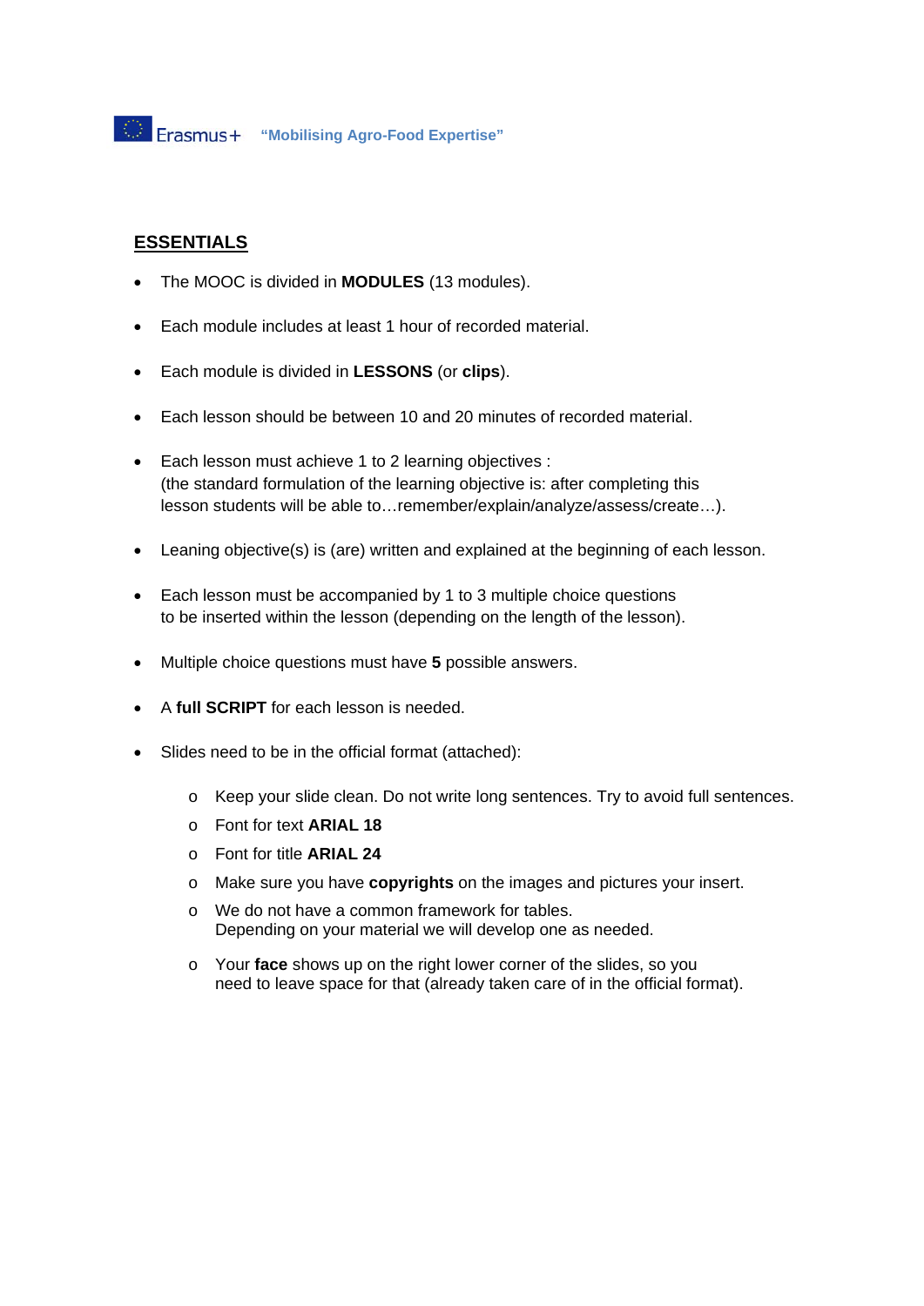Erasmus+ **"Mobilising Agro-Food Expertise"**

## ESSENTIALS

- The MOOC is divided in **MODULES** (13 modules).
- Each module includes at least 1 hour of recorded material.
- Each module is divided in **LESSONS** (or **clips**).
- Each lesson should be between 10 and 20 minutes of recorded material.
- Each lesson must achieve 1 to 2 learning objectives :
  (the standard formulation of the learning objective is: after completing this lesson students will be able to…remember/explain/analyze/assess/create…).
- Leaning objective(s) is (are) written and explained at the beginning of each lesson.
- Each lesson must be accompanied by 1 to 3 multiple choice questions to be inserted within the lesson (depending on the length of the lesson).
- Multiple choice questions must have **5** possible answers.
- A **full SCRIPT** for each lesson is needed.
- Slides need to be in the official format (attached):
  - Keep your slide clean. Do not write long sentences. Try to avoid full sentences.
  - Font for text **ARIAL 18**
  - Font for title **ARIAL 24**
  - Make sure you have **copyrights** on the images and pictures your insert.
  - We do not have a common framework for tables.
    Depending on your material we will develop one as needed.
  - Your **face** shows up on the right lower corner of the slides, so you need to leave space for that (already taken care of in the official format).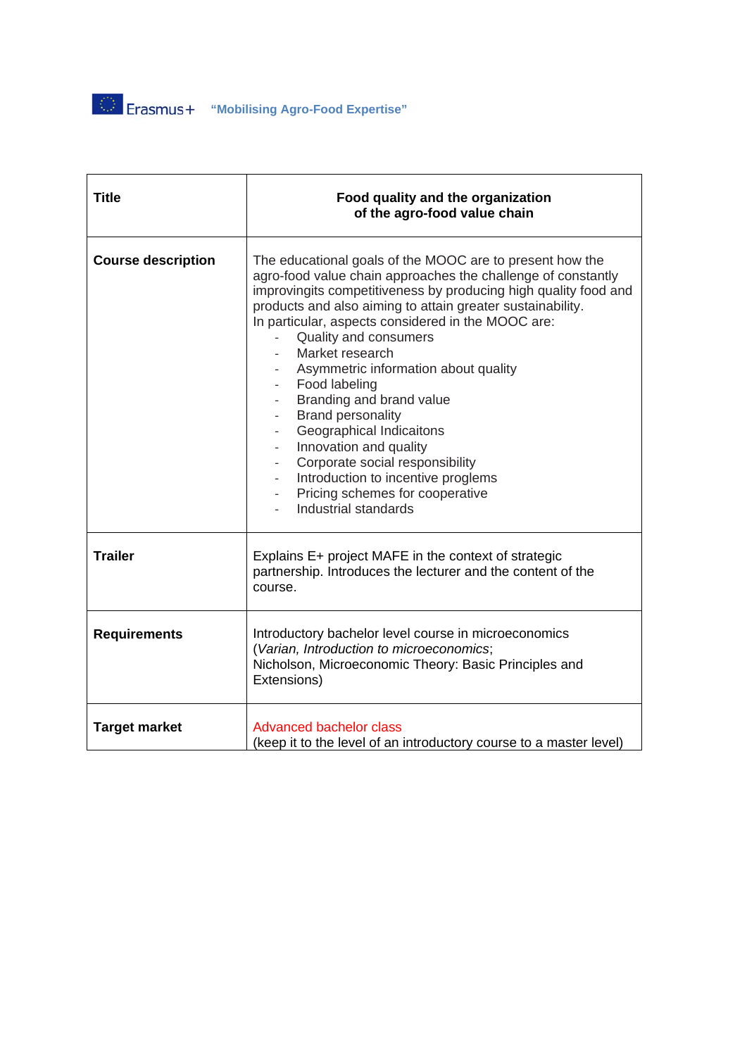| Title | **Food quality and the organization of the agro-food value chain** |
| --- | --- |
| **Course description** | The educational goals of the MOOC are to present how the agro-food value chain approaches the challenge of constantly improvingits competitiveness by producing high quality food and products and also aiming to attain greater sustainability.<br>In particular, aspects considered in the MOOC are:<br>- Quality and consumers<br>- Market research<br>- Asymmetric information about quality<br>- Food labeling<br>- Branding and brand value<br>- Brand personality<br>- Geographical Indicaitons<br>- Innovation and quality<br>- Corporate social responsibility<br>- Introduction to incentive proglems<br>- Pricing schemes for cooperative<br>- Industrial standards |
| **Trailer** | Explains E+ project MAFE in the context of strategic partnership. Introduces the lecturer and the content of the course. |
| **Requirements** | Introductory bachelor level course in microeconomics (*Varian, Introduction to microeconomics*;<br>Nicholson, Microeconomic Theory: Basic Principles and Extensions) |
| **Target market** | Advanced bachelor class<br>(keep it to the level of an introductory course to a master level) |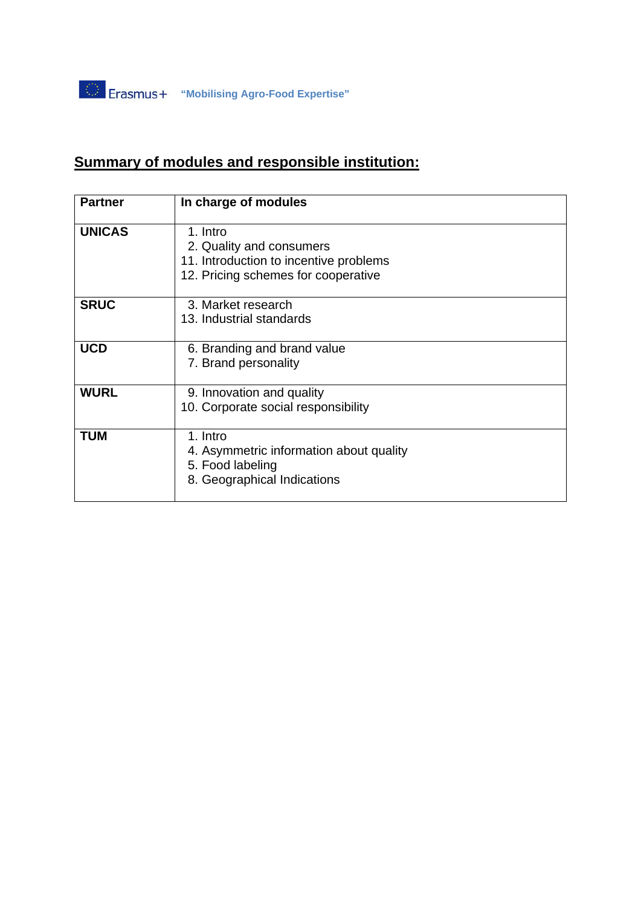## Summary of modules and responsible institution:

| Partner | In charge of modules |
|---|---|
| **UNICAS** | 1. Intro<br>2. Quality and consumers<br>11. Introduction to incentive problems<br>12. Pricing schemes for cooperative |
| **SRUC** | 3. Market research<br>13. Industrial standards |
| **UCD** | 6. Branding and brand value<br>7. Brand personality |
| **WURL** | 9. Innovation and quality<br>10. Corporate social responsibility |
| **TUM** | 1. Intro<br>4. Asymmetric information about quality<br>5. Food labeling<br>8. Geographical Indications |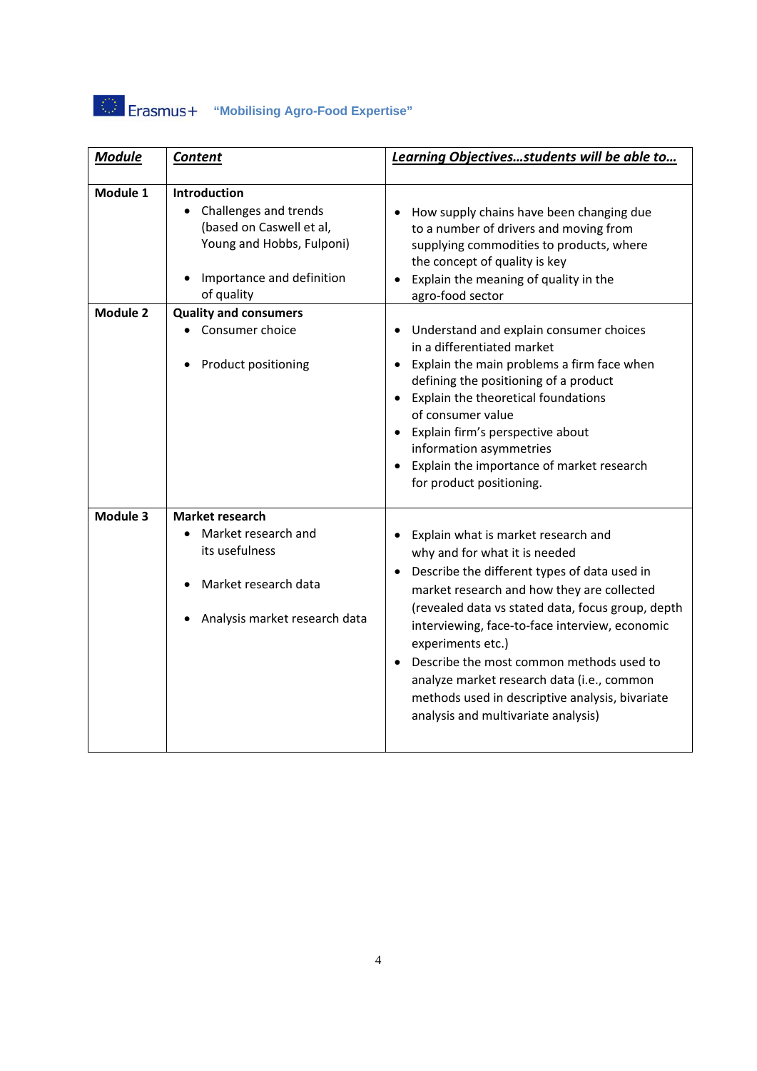| ***Module*** | ***Content*** | ***Learning Objectives…students will be able to…*** |
|---|---|---|
| **Module 1** | **Introduction**<br>• Challenges and trends (based on Caswell et al, Young and Hobbs, Fulponi)<br>• Importance and definition of quality | • How supply chains have been changing due to a number of drivers and moving from supplying commodities to products, where the concept of quality is key<br>• Explain the meaning of quality in the agro-food sector |
| **Module 2** | **Quality and consumers**<br>• Consumer choice<br>• Product positioning | • Understand and explain consumer choices in a differentiated market<br>• Explain the main problems a firm face when defining the positioning of a product<br>• Explain the theoretical foundations of consumer value<br>• Explain firm's perspective about information asymmetries<br>• Explain the importance of market research for product positioning. |
| **Module 3** | **Market research**<br>• Market research and its usefulness<br>• Market research data<br>• Analysis market research data | • Explain what is market research and why and for what it is needed<br>• Describe the different types of data used in market research and how they are collected (revealed data vs stated data, focus group, depth interviewing, face-to-face interview, economic experiments etc.)<br>• Describe the most common methods used to analyze market research data (i.e., common methods used in descriptive analysis, bivariate analysis and multivariate analysis) |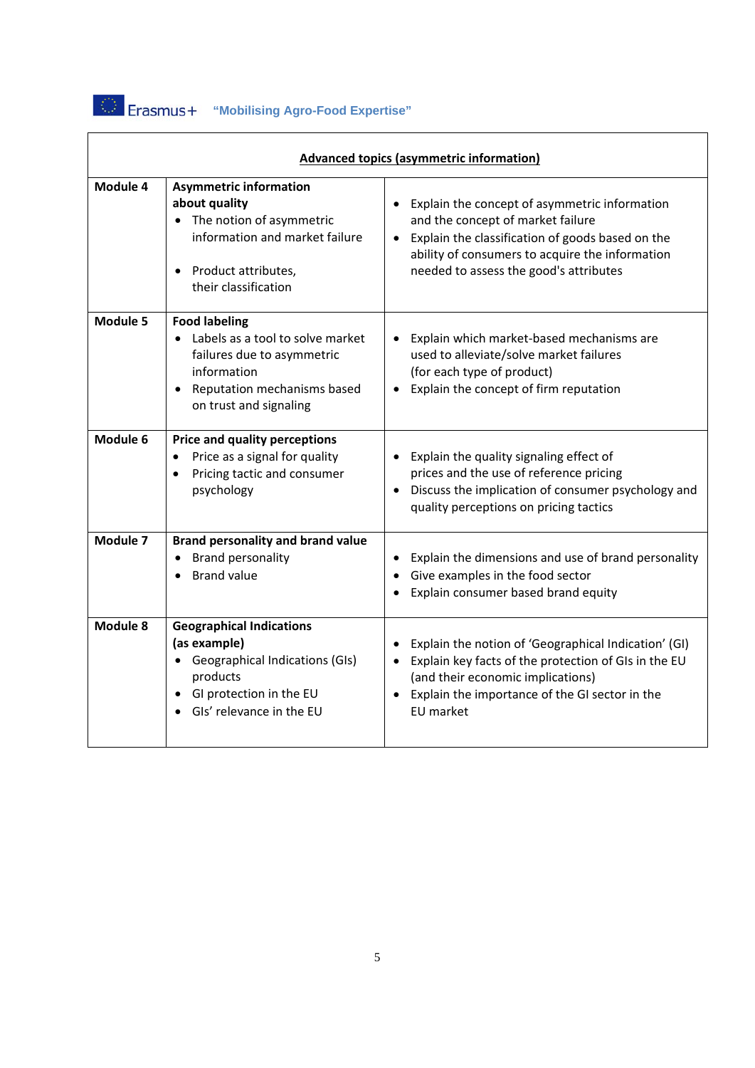| Advanced topics (asymmetric information) | | |
|---|---|---|
| **Module 4** | **Asymmetric information about quality**<br>• The notion of asymmetric information and market failure<br>• Product attributes, their classification | • Explain the concept of asymmetric information and the concept of market failure<br>• Explain the classification of goods based on the ability of consumers to acquire the information needed to assess the good's attributes |
| **Module 5** | **Food labeling**<br>• Labels as a tool to solve market failures due to asymmetric information<br>• Reputation mechanisms based on trust and signaling | • Explain which market-based mechanisms are used to alleviate/solve market failures (for each type of product)<br>• Explain the concept of firm reputation |
| **Module 6** | **Price and quality perceptions**<br>• Price as a signal for quality<br>• Pricing tactic and consumer psychology | • Explain the quality signaling effect of prices and the use of reference pricing<br>• Discuss the implication of consumer psychology and quality perceptions on pricing tactics |
| **Module 7** | **Brand personality and brand value**<br>• Brand personality<br>• Brand value | • Explain the dimensions and use of brand personality<br>• Give examples in the food sector<br>• Explain consumer based brand equity |
| **Module 8** | **Geographical Indications (as example)**<br>• Geographical Indications (GIs) products<br>• GI protection in the EU<br>• GIs' relevance in the EU | • Explain the notion of 'Geographical Indication' (GI)<br>• Explain key facts of the protection of GIs in the EU (and their economic implications)<br>• Explain the importance of the GI sector in the EU market |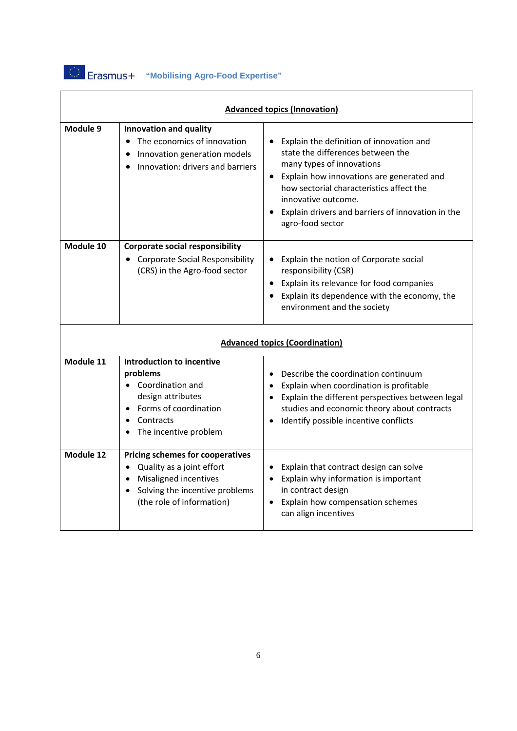| Advanced topics (Innovation) | | |
|---|---|---|
| **Module 9** | **Innovation and quality**<br>• The economics of innovation<br>• Innovation generation models<br>• Innovation: drivers and barriers | • Explain the definition of innovation and state the differences between the many types of innovations<br>• Explain how innovations are generated and how sectorial characteristics affect the innovative outcome.<br>• Explain drivers and barriers of innovation in the agro-food sector |
| **Module 10** | **Corporate social responsibility**<br>• Corporate Social Responsibility (CRS) in the Agro-food sector | • Explain the notion of Corporate social responsibility (CSR)<br>• Explain its relevance for food companies<br>• Explain its dependence with the economy, the environment and the society |
| **Advanced topics (Coordination)** | | |
| **Module 11** | **Introduction to incentive problems**<br>• Coordination and design attributes<br>• Forms of coordination<br>• Contracts<br>• The incentive problem | • Describe the coordination continuum<br>• Explain when coordination is profitable<br>• Explain the different perspectives between legal studies and economic theory about contracts<br>• Identify possible incentive conflicts |
| **Module 12** | **Pricing schemes for cooperatives**<br>• Quality as a joint effort<br>• Misaligned incentives<br>• Solving the incentive problems (the role of information) | • Explain that contract design can solve<br>• Explain why information is important in contract design<br>• Explain how compensation schemes can align incentives |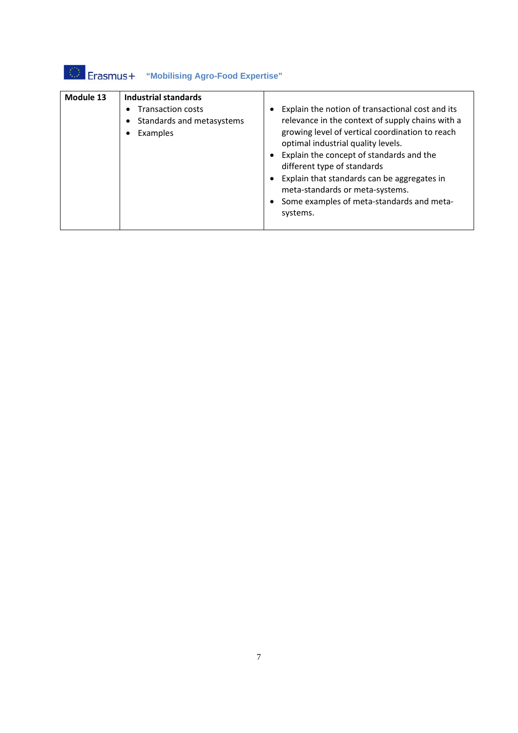| | | |
|---|---|---|
| **Module 13** | **Industrial standards**<br>• Transaction costs<br>• Standards and metasystems<br>• Examples | • Explain the notion of transactional cost and its relevance in the context of supply chains with a growing level of vertical coordination to reach optimal industrial quality levels.<br>• Explain the concept of standards and the different type of standards<br>• Explain that standards can be aggregates in meta-standards or meta-systems.<br>• Some examples of meta-standards and meta-systems. |